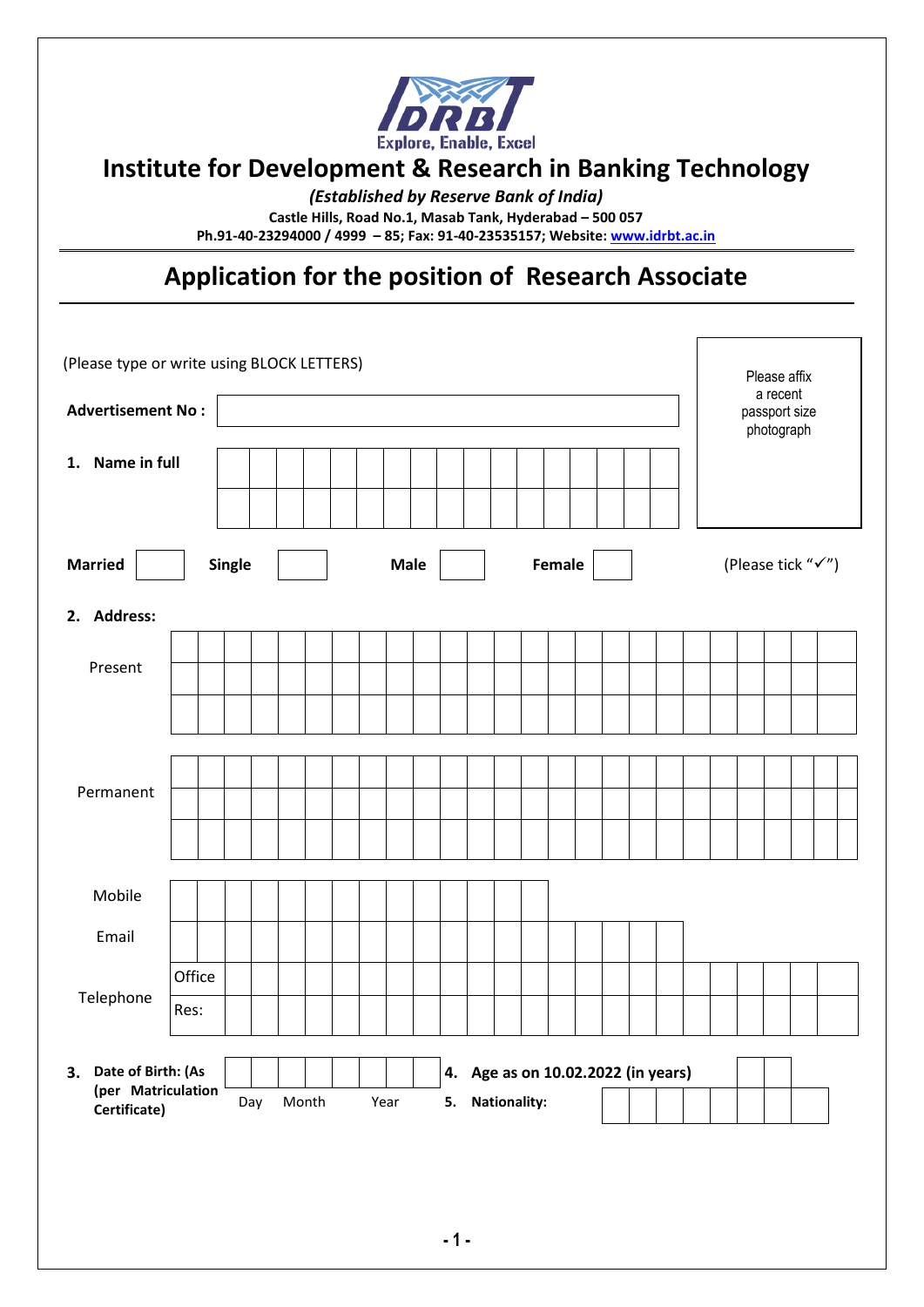IDRBT

Explore, Enable, Excel

# Institute for Development & Research in Banking Technology

***(Established by Reserve Bank of India)***

**Castle Hills, Road No.1, Masab Tank, Hyderabad – 500 057**

**Ph.91-40-23294000 / 4999 – 85; Fax: 91-40-23535157; Website: [www.idrbt.ac.in](http://www.idrbt.ac.in)**

## Application for the position of Research Associate

(Please type or write using BLOCK LETTERS)

Please affix a recent passport size photograph

**Advertisement No :**

**1. Name in full**

**Married** ☐ **Single** ☐ **Male** ☐ **Female** ☐ (Please tick "✓")

**2. Address:**

Present

Permanent

Mobile

Email

Telephone Office

Res:

**3. Date of Birth: (As (per Matriculation Certificate)**

Day Month Year

**4. Age as on 10.02.2022 (in years)**

**5. Nationality:**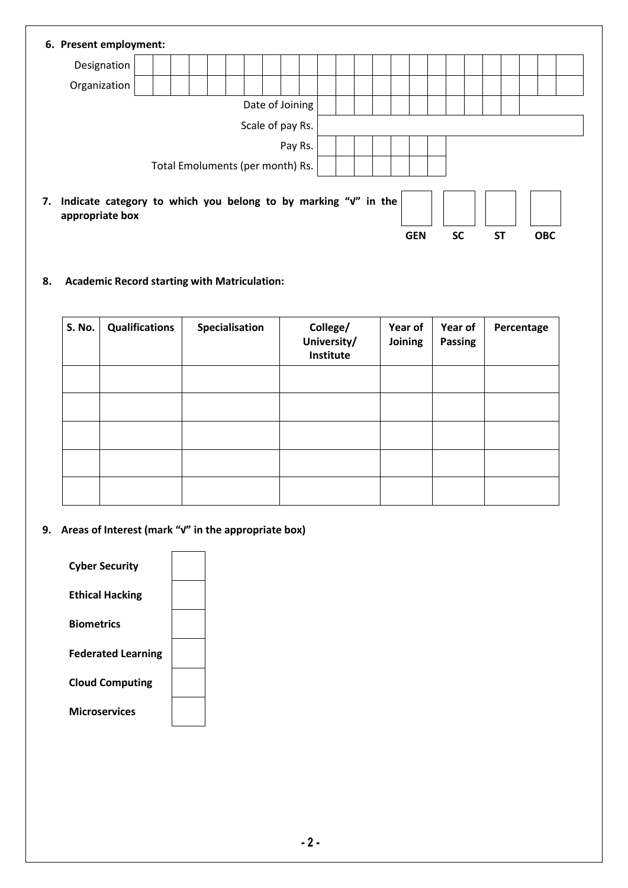**6. Present employment:**

| | |
|---|---|
| Designation | |
| Organization | |
| Date of Joining | |
| Scale of pay Rs. | |
| Pay Rs. | |
| Total Emoluments (per month) Rs. | |

**7. Indicate category to which you belong to by marking "√" in the appropriate box**

| GEN | SC | ST | OBC |
|---|---|---|---|
| | | | |

**8. Academic Record starting with Matriculation:**

| S. No. | Qualifications | Specialisation | College/ University/ Institute | Year of Joining | Year of Passing | Percentage |
|---|---|---|---|---|---|---|
| | | | | | | |
| | | | | | | |
| | | | | | | |
| | | | | | | |
| | | | | | | |

**9. Areas of Interest (mark "√" in the appropriate box)**

| | |
|---|---|
| **Cyber Security** | |
| **Ethical Hacking** | |
| **Biometrics** | |
| **Federated Learning** | |
| **Cloud Computing** | |
| **Microservices** | |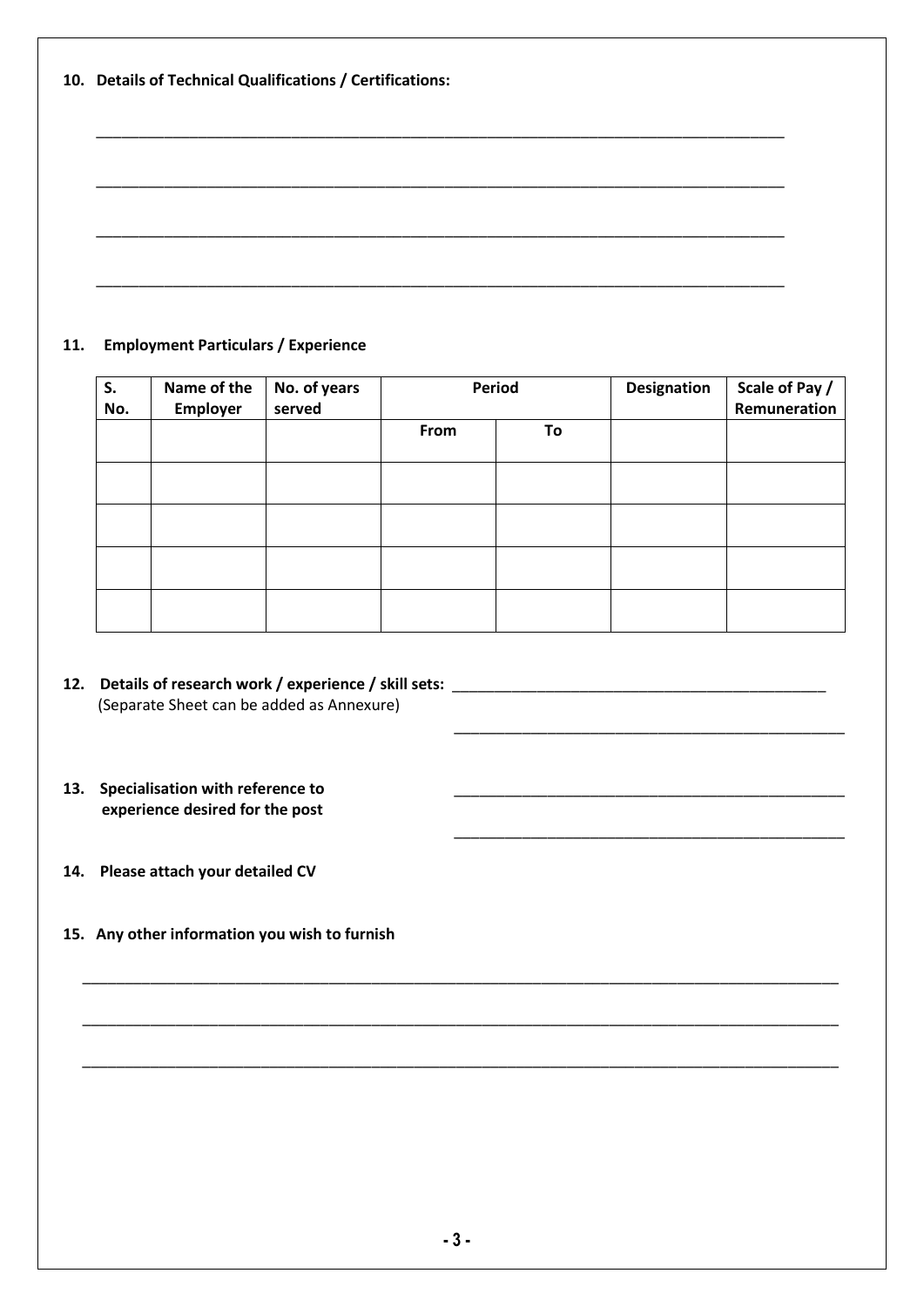**10. Details of Technical Qualifications / Certifications:**

\_\_\_\_\_\_\_\_\_\_\_\_\_\_\_\_\_\_\_\_\_\_\_\_\_\_\_\_\_\_\_\_\_\_\_\_\_\_\_\_\_\_\_\_\_\_\_\_\_\_\_\_\_\_\_\_\_\_\_\_\_\_\_\_\_\_\_\_\_\_\_\_\_\_\_\_\_\_

\_\_\_\_\_\_\_\_\_\_\_\_\_\_\_\_\_\_\_\_\_\_\_\_\_\_\_\_\_\_\_\_\_\_\_\_\_\_\_\_\_\_\_\_\_\_\_\_\_\_\_\_\_\_\_\_\_\_\_\_\_\_\_\_\_\_\_\_\_\_\_\_\_\_\_\_\_\_

\_\_\_\_\_\_\_\_\_\_\_\_\_\_\_\_\_\_\_\_\_\_\_\_\_\_\_\_\_\_\_\_\_\_\_\_\_\_\_\_\_\_\_\_\_\_\_\_\_\_\_\_\_\_\_\_\_\_\_\_\_\_\_\_\_\_\_\_\_\_\_\_\_\_\_\_\_\_

\_\_\_\_\_\_\_\_\_\_\_\_\_\_\_\_\_\_\_\_\_\_\_\_\_\_\_\_\_\_\_\_\_\_\_\_\_\_\_\_\_\_\_\_\_\_\_\_\_\_\_\_\_\_\_\_\_\_\_\_\_\_\_\_\_\_\_\_\_\_\_\_\_\_\_\_\_\_

**11. Employment Particulars / Experience**

| S. No. | Name of the Employer | No. of years served | Period | | Designation | Scale of Pay / Remuneration |
|---|---|---|---|---|---|---|
| | | | From | To | | |
| | | | | | | |
| | | | | | | |
| | | | | | | |
| | | | | | | |

**12. Details of research work / experience / skill sets:** \_\_\_\_\_\_\_\_\_\_\_\_\_\_\_\_\_\_\_\_\_\_\_\_\_\_\_\_\_\_\_\_\_\_\_\_\_\_\_\_\_\_
(Separate Sheet can be added as Annexure)

\_\_\_\_\_\_\_\_\_\_\_\_\_\_\_\_\_\_\_\_\_\_\_\_\_\_\_\_\_\_\_\_\_\_\_\_\_\_\_\_\_\_\_\_

**13. Specialisation with reference to experience desired for the post** \_\_\_\_\_\_\_\_\_\_\_\_\_\_\_\_\_\_\_\_\_\_\_\_\_\_\_\_\_\_\_\_\_\_\_\_\_\_\_\_\_\_\_\_

\_\_\_\_\_\_\_\_\_\_\_\_\_\_\_\_\_\_\_\_\_\_\_\_\_\_\_\_\_\_\_\_\_\_\_\_\_\_\_\_\_\_\_\_

**14. Please attach your detailed CV**

**15. Any other information you wish to furnish**

\_\_\_\_\_\_\_\_\_\_\_\_\_\_\_\_\_\_\_\_\_\_\_\_\_\_\_\_\_\_\_\_\_\_\_\_\_\_\_\_\_\_\_\_\_\_\_\_\_\_\_\_\_\_\_\_\_\_\_\_\_\_\_\_\_\_\_\_\_\_\_\_\_\_\_\_\_\_\_\_\_\_\_\_

\_\_\_\_\_\_\_\_\_\_\_\_\_\_\_\_\_\_\_\_\_\_\_\_\_\_\_\_\_\_\_\_\_\_\_\_\_\_\_\_\_\_\_\_\_\_\_\_\_\_\_\_\_\_\_\_\_\_\_\_\_\_\_\_\_\_\_\_\_\_\_\_\_\_\_\_\_\_\_\_\_\_\_\_

\_\_\_\_\_\_\_\_\_\_\_\_\_\_\_\_\_\_\_\_\_\_\_\_\_\_\_\_\_\_\_\_\_\_\_\_\_\_\_\_\_\_\_\_\_\_\_\_\_\_\_\_\_\_\_\_\_\_\_\_\_\_\_\_\_\_\_\_\_\_\_\_\_\_\_\_\_\_\_\_\_\_\_\_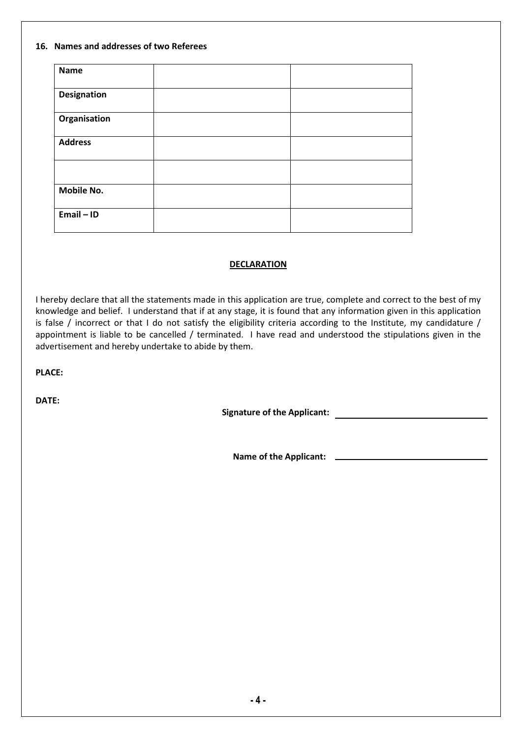**16. Names and addresses of two Referees**

| | | |
|---|---|---|
| **Name** | | |
| **Designation** | | |
| **Organisation** | | |
| **Address** | | |
| | | |
| **Mobile No.** | | |
| **Email – ID** | | |

**DECLARATION**

I hereby declare that all the statements made in this application are true, complete and correct to the best of my knowledge and belief. I understand that if at any stage, it is found that any information given in this application is false / incorrect or that I do not satisfy the eligibility criteria according to the Institute, my candidature / appointment is liable to be cancelled / terminated. I have read and understood the stipulations given in the advertisement and hereby undertake to abide by them.

**PLACE:**

**DATE:**

**Signature of the Applicant:** ______________________________

**Name of the Applicant:** ______________________________